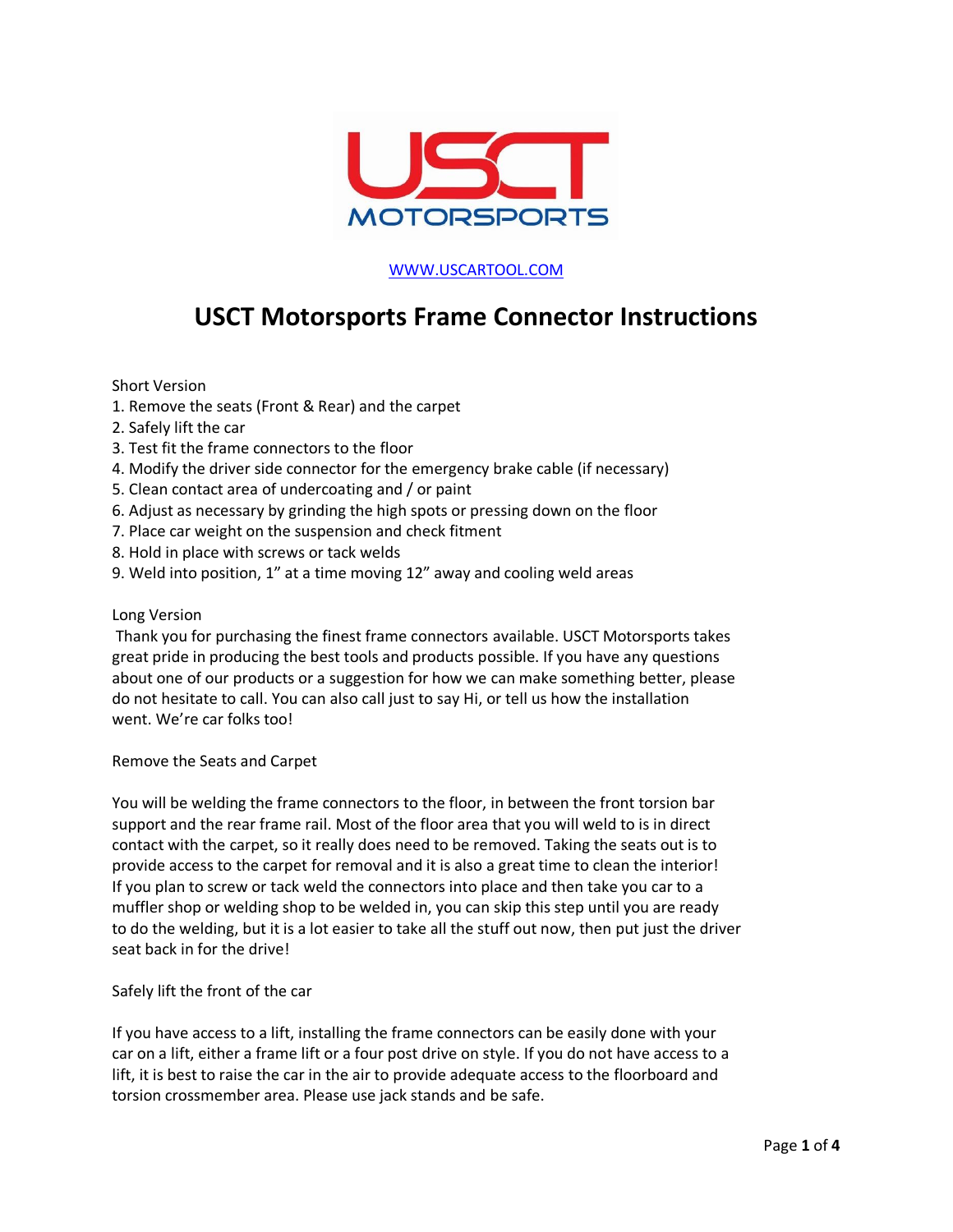USCT MOTORSPORTS

[WWW.USCARTOOL.COM](http://WWW.USCARTOOL.COM)

# USCT Motorsports Frame Connector Instructions

Short Version

1. Remove the seats (Front & Rear) and the carpet
2. Safely lift the car
3. Test fit the frame connectors to the floor
4. Modify the driver side connector for the emergency brake cable (if necessary)
5. Clean contact area of undercoating and / or paint
6. Adjust as necessary by grinding the high spots or pressing down on the floor
7. Place car weight on the suspension and check fitment
8. Hold in place with screws or tack welds
9. Weld into position, 1" at a time moving 12" away and cooling weld areas

Long Version

Thank you for purchasing the finest frame connectors available. USCT Motorsports takes great pride in producing the best tools and products possible. If you have any questions about one of our products or a suggestion for how we can make something better, please do not hesitate to call. You can also call just to say Hi, or tell us how the installation went. We're car folks too!

Remove the Seats and Carpet

You will be welding the frame connectors to the floor, in between the front torsion bar support and the rear frame rail. Most of the floor area that you will weld to is in direct contact with the carpet, so it really does need to be removed. Taking the seats out is to provide access to the carpet for removal and it is also a great time to clean the interior! If you plan to screw or tack weld the connectors into place and then take you car to a muffler shop or welding shop to be welded in, you can skip this step until you are ready to do the welding, but it is a lot easier to take all the stuff out now, then put just the driver seat back in for the drive!

Safely lift the front of the car

If you have access to a lift, installing the frame connectors can be easily done with your car on a lift, either a frame lift or a four post drive on style. If you do not have access to a lift, it is best to raise the car in the air to provide adequate access to the floorboard and torsion crossmember area. Please use jack stands and be safe.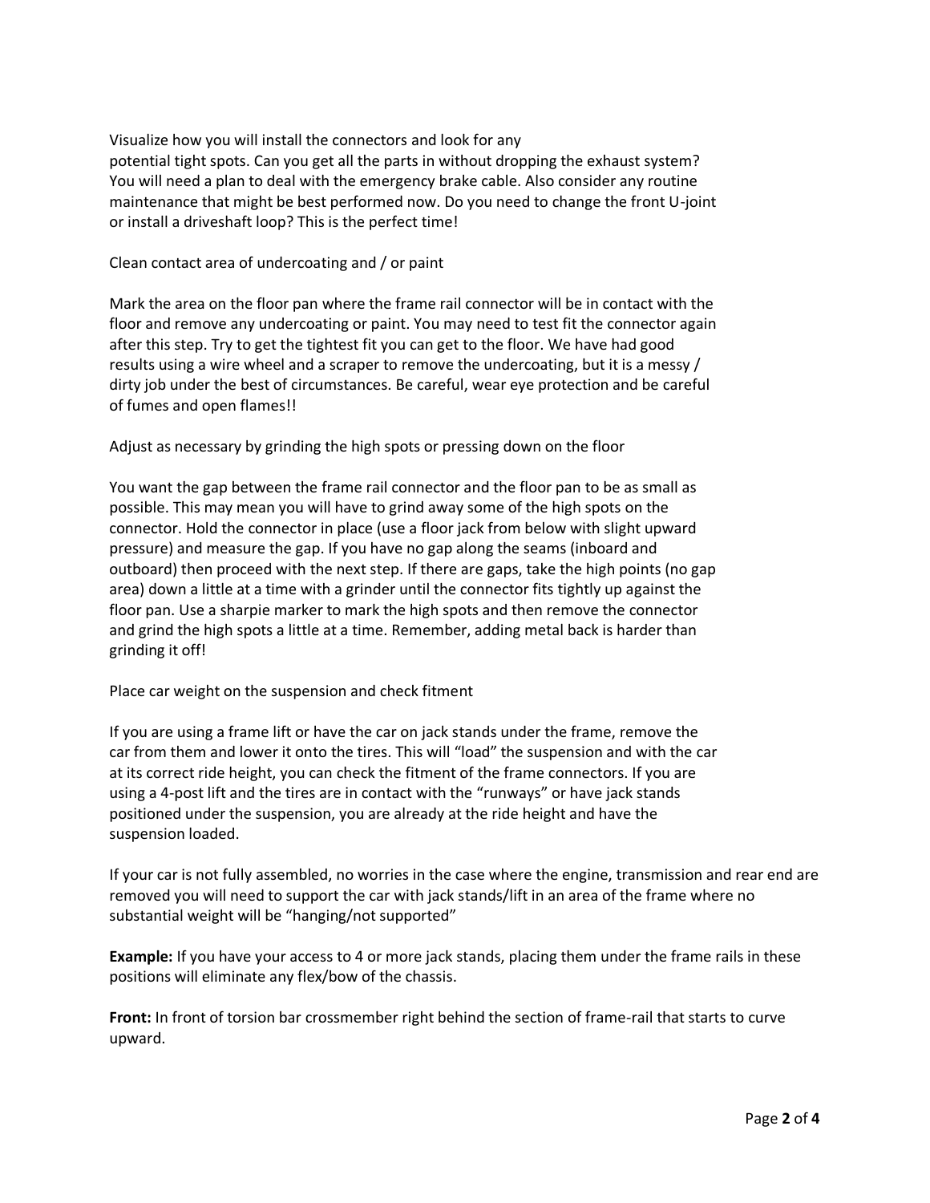Visualize how you will install the connectors and look for any potential tight spots. Can you get all the parts in without dropping the exhaust system? You will need a plan to deal with the emergency brake cable. Also consider any routine maintenance that might be best performed now. Do you need to change the front U-joint or install a driveshaft loop? This is the perfect time!

Clean contact area of undercoating and / or paint

Mark the area on the floor pan where the frame rail connector will be in contact with the floor and remove any undercoating or paint. You may need to test fit the connector again after this step. Try to get the tightest fit you can get to the floor. We have had good results using a wire wheel and a scraper to remove the undercoating, but it is a messy / dirty job under the best of circumstances. Be careful, wear eye protection and be careful of fumes and open flames!!

Adjust as necessary by grinding the high spots or pressing down on the floor

You want the gap between the frame rail connector and the floor pan to be as small as possible. This may mean you will have to grind away some of the high spots on the connector. Hold the connector in place (use a floor jack from below with slight upward pressure) and measure the gap. If you have no gap along the seams (inboard and outboard) then proceed with the next step. If there are gaps, take the high points (no gap area) down a little at a time with a grinder until the connector fits tightly up against the floor pan. Use a sharpie marker to mark the high spots and then remove the connector and grind the high spots a little at a time. Remember, adding metal back is harder than grinding it off!

Place car weight on the suspension and check fitment

If you are using a frame lift or have the car on jack stands under the frame, remove the car from them and lower it onto the tires. This will "load" the suspension and with the car at its correct ride height, you can check the fitment of the frame connectors. If you are using a 4-post lift and the tires are in contact with the "runways" or have jack stands positioned under the suspension, you are already at the ride height and have the suspension loaded.

If your car is not fully assembled, no worries in the case where the engine, transmission and rear end are removed you will need to support the car with jack stands/lift in an area of the frame where no substantial weight will be "hanging/not supported"

**Example:** If you have your access to 4 or more jack stands, placing them under the frame rails in these positions will eliminate any flex/bow of the chassis.

**Front:** In front of torsion bar crossmember right behind the section of frame-rail that starts to curve upward.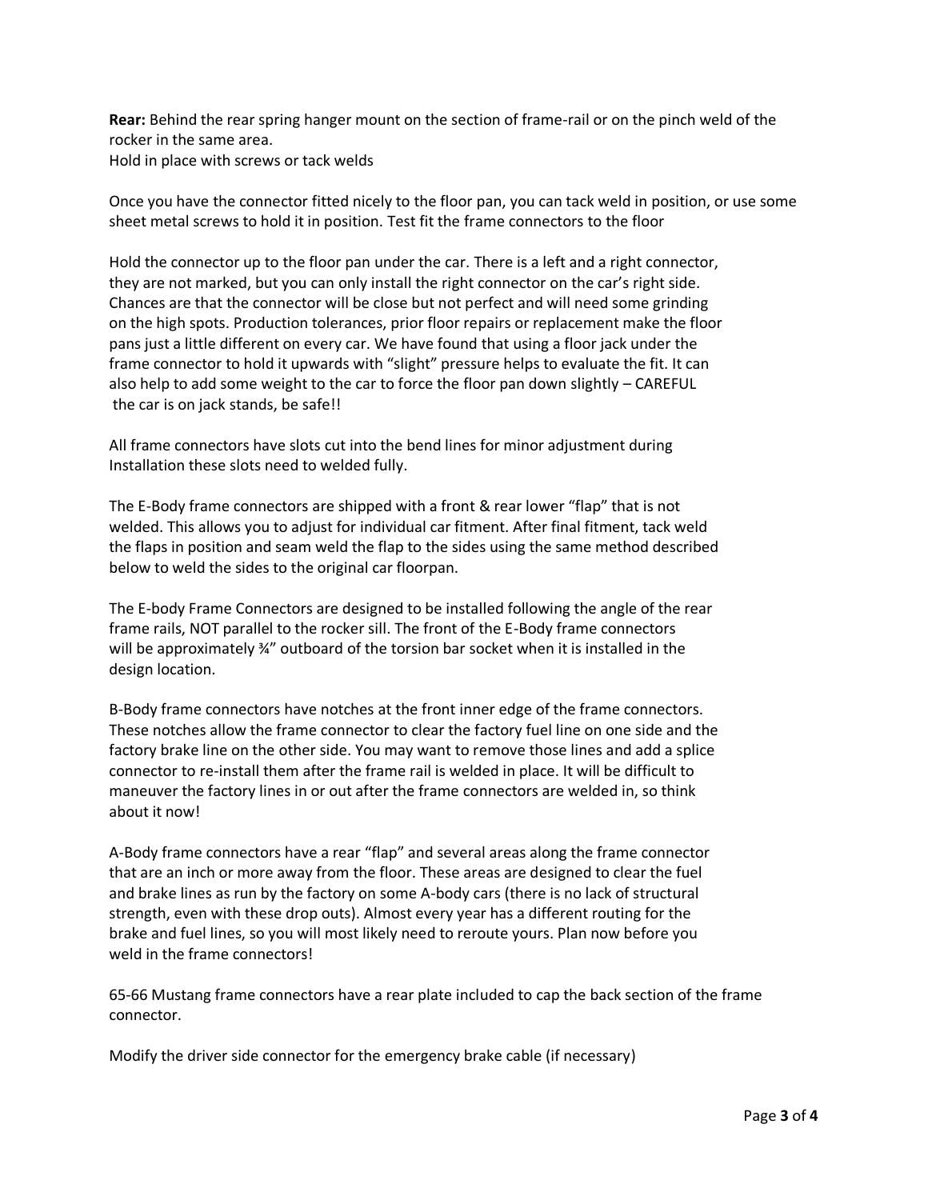**Rear:** Behind the rear spring hanger mount on the section of frame-rail or on the pinch weld of the rocker in the same area.
Hold in place with screws or tack welds

Once you have the connector fitted nicely to the floor pan, you can tack weld in position, or use some sheet metal screws to hold it in position. Test fit the frame connectors to the floor

Hold the connector up to the floor pan under the car. There is a left and a right connector, they are not marked, but you can only install the right connector on the car's right side. Chances are that the connector will be close but not perfect and will need some grinding on the high spots. Production tolerances, prior floor repairs or replacement make the floor pans just a little different on every car. We have found that using a floor jack under the frame connector to hold it upwards with "slight" pressure helps to evaluate the fit. It can also help to add some weight to the car to force the floor pan down slightly – CAREFUL the car is on jack stands, be safe!!

All frame connectors have slots cut into the bend lines for minor adjustment during Installation these slots need to welded fully.

The E-Body frame connectors are shipped with a front & rear lower "flap" that is not welded. This allows you to adjust for individual car fitment. After final fitment, tack weld the flaps in position and seam weld the flap to the sides using the same method described below to weld the sides to the original car floorpan.

The E-body Frame Connectors are designed to be installed following the angle of the rear frame rails, NOT parallel to the rocker sill. The front of the E-Body frame connectors will be approximately ¾" outboard of the torsion bar socket when it is installed in the design location.

B-Body frame connectors have notches at the front inner edge of the frame connectors. These notches allow the frame connector to clear the factory fuel line on one side and the factory brake line on the other side. You may want to remove those lines and add a splice connector to re-install them after the frame rail is welded in place. It will be difficult to maneuver the factory lines in or out after the frame connectors are welded in, so think about it now!

A-Body frame connectors have a rear "flap" and several areas along the frame connector that are an inch or more away from the floor. These areas are designed to clear the fuel and brake lines as run by the factory on some A-body cars (there is no lack of structural strength, even with these drop outs). Almost every year has a different routing for the brake and fuel lines, so you will most likely need to reroute yours. Plan now before you weld in the frame connectors!

65-66 Mustang frame connectors have a rear plate included to cap the back section of the frame connector.

Modify the driver side connector for the emergency brake cable (if necessary)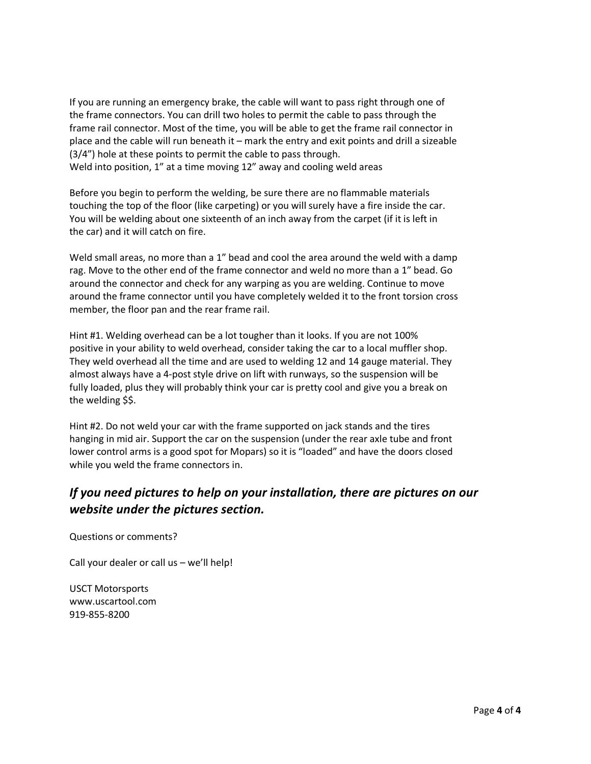If you are running an emergency brake, the cable will want to pass right through one of the frame connectors. You can drill two holes to permit the cable to pass through the frame rail connector. Most of the time, you will be able to get the frame rail connector in place and the cable will run beneath it – mark the entry and exit points and drill a sizeable (3/4") hole at these points to permit the cable to pass through.
Weld into position, 1" at a time moving 12" away and cooling weld areas

Before you begin to perform the welding, be sure there are no flammable materials touching the top of the floor (like carpeting) or you will surely have a fire inside the car. You will be welding about one sixteenth of an inch away from the carpet (if it is left in the car) and it will catch on fire.

Weld small areas, no more than a 1" bead and cool the area around the weld with a damp rag. Move to the other end of the frame connector and weld no more than a 1" bead. Go around the connector and check for any warping as you are welding. Continue to move around the frame connector until you have completely welded it to the front torsion cross member, the floor pan and the rear frame rail.

Hint #1. Welding overhead can be a lot tougher than it looks. If you are not 100% positive in your ability to weld overhead, consider taking the car to a local muffler shop. They weld overhead all the time and are used to welding 12 and 14 gauge material. They almost always have a 4-post style drive on lift with runways, so the suspension will be fully loaded, plus they will probably think your car is pretty cool and give you a break on the welding $$.

Hint #2. Do not weld your car with the frame supported on jack stands and the tires hanging in mid air. Support the car on the suspension (under the rear axle tube and front lower control arms is a good spot for Mopars) so it is "loaded" and have the doors closed while you weld the frame connectors in.

## *If you need pictures to help on your installation, there are pictures on our website under the pictures section.*

Questions or comments?

Call your dealer or call us – we'll help!

USCT Motorsports
www.uscartool.com
919-855-8200